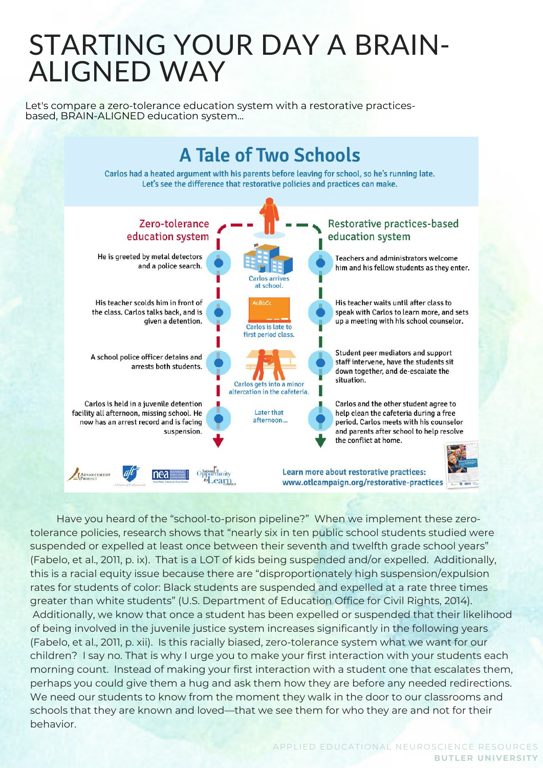# STARTING YOUR DAY A BRAIN-ALIGNED WAY

Let's compare a zero-tolerance education system with a restorative practices-based, BRAIN-ALIGNED education system...

## A Tale of Two Schools

Carlos had a heated argument with his parents before leaving for school, so he's running late. Let's see the difference that restorative policies and practices can make.

| Zero-tolerance education system | | Restorative practices-based education system |
|---|---|---|
| He is greeted by metal detectors and a police search. | Carlos arrives at school. | Teachers and administrators welcome him and his fellow students as they enter. |
| His teacher scolds him in front of the class. Carlos talks back, and is given a detention. | Carlos is late to first period class. | His teacher waits until after class to speak with Carlos to learn more, and sets up a meeting with his school counselor. |
| A school police officer detains and arrests both students. | Carlos gets into a minor altercation in the cafeteria. | Student peer mediators and support staff intervene, have the students sit down together, and de-escalate the situation. |
| Carlos is held in a juvenile detention facility all afternoon, missing school. He now has an arrest record and is facing suspension. | Later that afternoon... | Carlos and the other student agree to help clean the cafeteria during a free period. Carlos meets with his counselor and parents after school to help resolve the conflict at home. |

Learn more about restorative practices: www.otlcampaign.org/restorative-practices

Have you heard of the "school-to-prison pipeline?" When we implement these zero-tolerance policies, research shows that "nearly six in ten public school students studied were suspended or expelled at least once between their seventh and twelfth grade school years" (Fabelo, et al., 2011, p. ix). That is a LOT of kids being suspended and/or expelled. Additionally, this is a racial equity issue because there are "disproportionately high suspension/expulsion rates for students of color: Black students are suspended and expelled at a rate three times greater than white students" (U.S. Department of Education Office for Civil Rights, 2014). Additionally, we know that once a student has been expelled or suspended that their likelihood of being involved in the juvenile justice system increases significantly in the following years (Fabelo, et al., 2011, p. xii). Is this racially biased, zero-tolerance system what we want for our children? I say no. That is why I urge you to make your first interaction with your students each morning count. Instead of making your first interaction with a student one that escalates them, perhaps you could give them a hug and ask them how they are before any needed redirections. We need our students to know from the moment they walk in the door to our classrooms and schools that they are known and loved—that we see them for who they are and not for their behavior.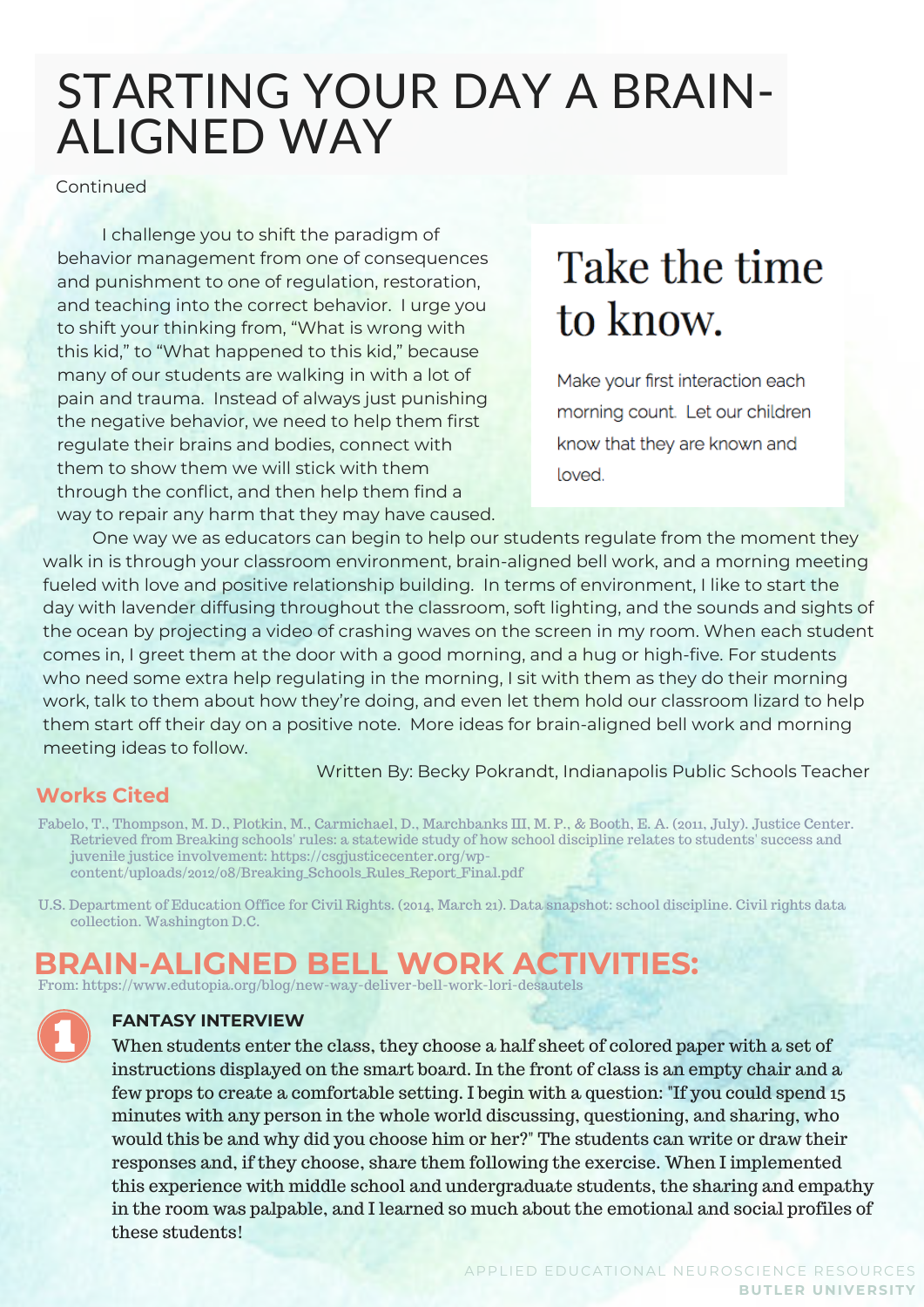# STARTING YOUR DAY A BRAIN-ALIGNED WAY

Continued

I challenge you to shift the paradigm of behavior management from one of consequences and punishment to one of regulation, restoration, and teaching into the correct behavior. I urge you to shift your thinking from, "What is wrong with this kid," to "What happened to this kid," because many of our students are walking in with a lot of pain and trauma. Instead of always just punishing the negative behavior, we need to help them first regulate their brains and bodies, connect with them to show them we will stick with them through the conflict, and then help them find a way to repair any harm that they may have caused.

## Take the time to know.

Make your first interaction each morning count. Let our children know that they are known and loved.

One way we as educators can begin to help our students regulate from the moment they walk in is through your classroom environment, brain-aligned bell work, and a morning meeting fueled with love and positive relationship building. In terms of environment, I like to start the day with lavender diffusing throughout the classroom, soft lighting, and the sounds and sights of the ocean by projecting a video of crashing waves on the screen in my room. When each student comes in, I greet them at the door with a good morning, and a hug or high-five. For students who need some extra help regulating in the morning, I sit with them as they do their morning work, talk to them about how they're doing, and even let them hold our classroom lizard to help them start off their day on a positive note. More ideas for brain-aligned bell work and morning meeting ideas to follow.

Written By: Becky Pokrandt, Indianapolis Public Schools Teacher

## Works Cited

Fabelo, T., Thompson, M. D., Plotkin, M., Carmichael, D., Marchbanks III, M. P., & Booth, E. A. (2011, July). Justice Center. Retrieved from Breaking schools' rules: a statewide study of how school discipline relates to students' success and juvenile justice involvement: https://csgjusticecenter.org/wp-content/uploads/2012/08/Breaking_Schools_Rules_Report_Final.pdf

U.S. Department of Education Office for Civil Rights. (2014, March 21). Data snapshot: school discipline. Civil rights data collection. Washington D.C.

## BRAIN-ALIGNED BELL WORK ACTIVITIES:

From: https://www.edutopia.org/blog/new-way-deliver-bell-work-lori-desautels

### 1 FANTASY INTERVIEW

When students enter the class, they choose a half sheet of colored paper with a set of instructions displayed on the smart board. In the front of class is an empty chair and a few props to create a comfortable setting. I begin with a question: "If you could spend 15 minutes with any person in the whole world discussing, questioning, and sharing, who would this be and why did you choose him or her?" The students can write or draw their responses and, if they choose, share them following the exercise. When I implemented this experience with middle school and undergraduate students, the sharing and empathy in the room was palpable, and I learned so much about the emotional and social profiles of these students!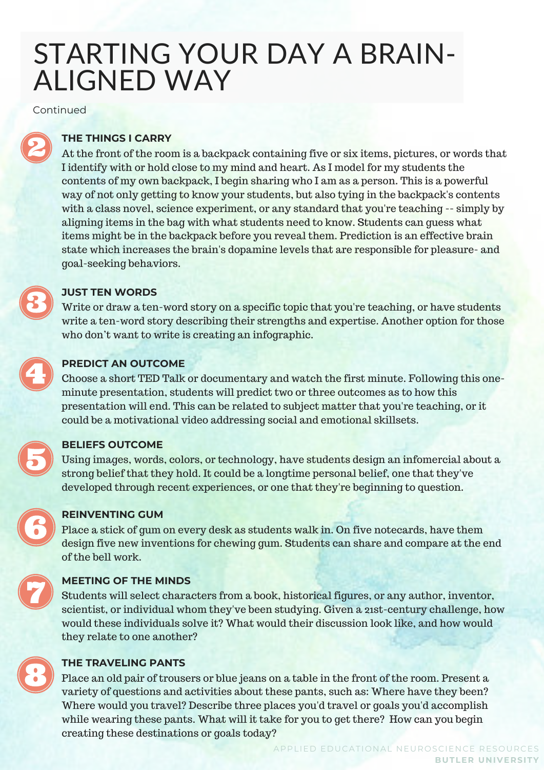# STARTING YOUR DAY A BRAIN-ALIGNED WAY

Continued

## 2 THE THINGS I CARRY

At the front of the room is a backpack containing five or six items, pictures, or words that I identify with or hold close to my mind and heart. As I model for my students the contents of my own backpack, I begin sharing who I am as a person. This is a powerful way of not only getting to know your students, but also tying in the backpack's contents with a class novel, science experiment, or any standard that you're teaching -- simply by aligning items in the bag with what students need to know. Students can guess what items might be in the backpack before you reveal them. Prediction is an effective brain state which increases the brain's dopamine levels that are responsible for pleasure- and goal-seeking behaviors.

## 3 JUST TEN WORDS

Write or draw a ten-word story on a specific topic that you're teaching, or have students write a ten-word story describing their strengths and expertise. Another option for those who don't want to write is creating an infographic.

## 4 PREDICT AN OUTCOME

Choose a short TED Talk or documentary and watch the first minute. Following this one-minute presentation, students will predict two or three outcomes as to how this presentation will end. This can be related to subject matter that you're teaching, or it could be a motivational video addressing social and emotional skillsets.

## 5 BELIEFS OUTCOME

Using images, words, colors, or technology, have students design an infomercial about a strong belief that they hold. It could be a longtime personal belief, one that they've developed through recent experiences, or one that they're beginning to question.

## 6 REINVENTING GUM

Place a stick of gum on every desk as students walk in. On five notecards, have them design five new inventions for chewing gum. Students can share and compare at the end of the bell work.

## 7 MEETING OF THE MINDS

Students will select characters from a book, historical figures, or any author, inventor, scientist, or individual whom they've been studying. Given a 21st-century challenge, how would these individuals solve it? What would their discussion look like, and how would they relate to one another?

## 8 THE TRAVELING PANTS

Place an old pair of trousers or blue jeans on a table in the front of the room. Present a variety of questions and activities about these pants, such as: Where have they been? Where would you travel? Describe three places you'd travel or goals you'd accomplish while wearing these pants. What will it take for you to get there? How can you begin creating these destinations or goals today?

APPLIED EDUCATIONAL NEUROSCIENCE RESOURCES
**BUTLER UNIVERSITY**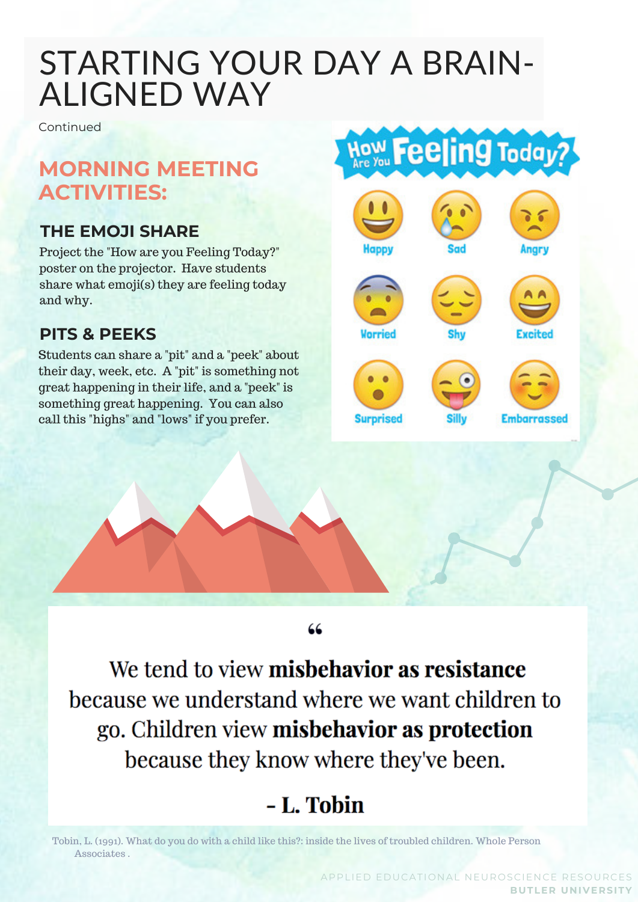# STARTING YOUR DAY A BRAIN-ALIGNED WAY

Continued

## MORNING MEETING ACTIVITIES:

### THE EMOJI SHARE

Project the "How are you Feeling Today?" poster on the projector. Have students share what emoji(s) they are feeling today and why.

### PITS & PEEKS

Students can share a "pit" and a "peek" about their day, week, etc. A "pit" is something not great happening in their life, and a "peek" is something great happening. You can also call this "highs" and "lows" if you prefer.

How Are You Feeling Today?

Happy
Sad
Angry
Worried
Shy
Excited
Surprised
Silly
Embarrassed

> We tend to view **misbehavior as resistance** because we understand where we want children to go. Children view **misbehavior as protection** because they know where they've been.
>
> **- L. Tobin**

Tobin, L. (1991). What do you do with a child like this?: inside the lives of troubled children. Whole Person Associates .

APPLIED EDUCATIONAL NEUROSCIENCE RESOURCES
BUTLER UNIVERSITY